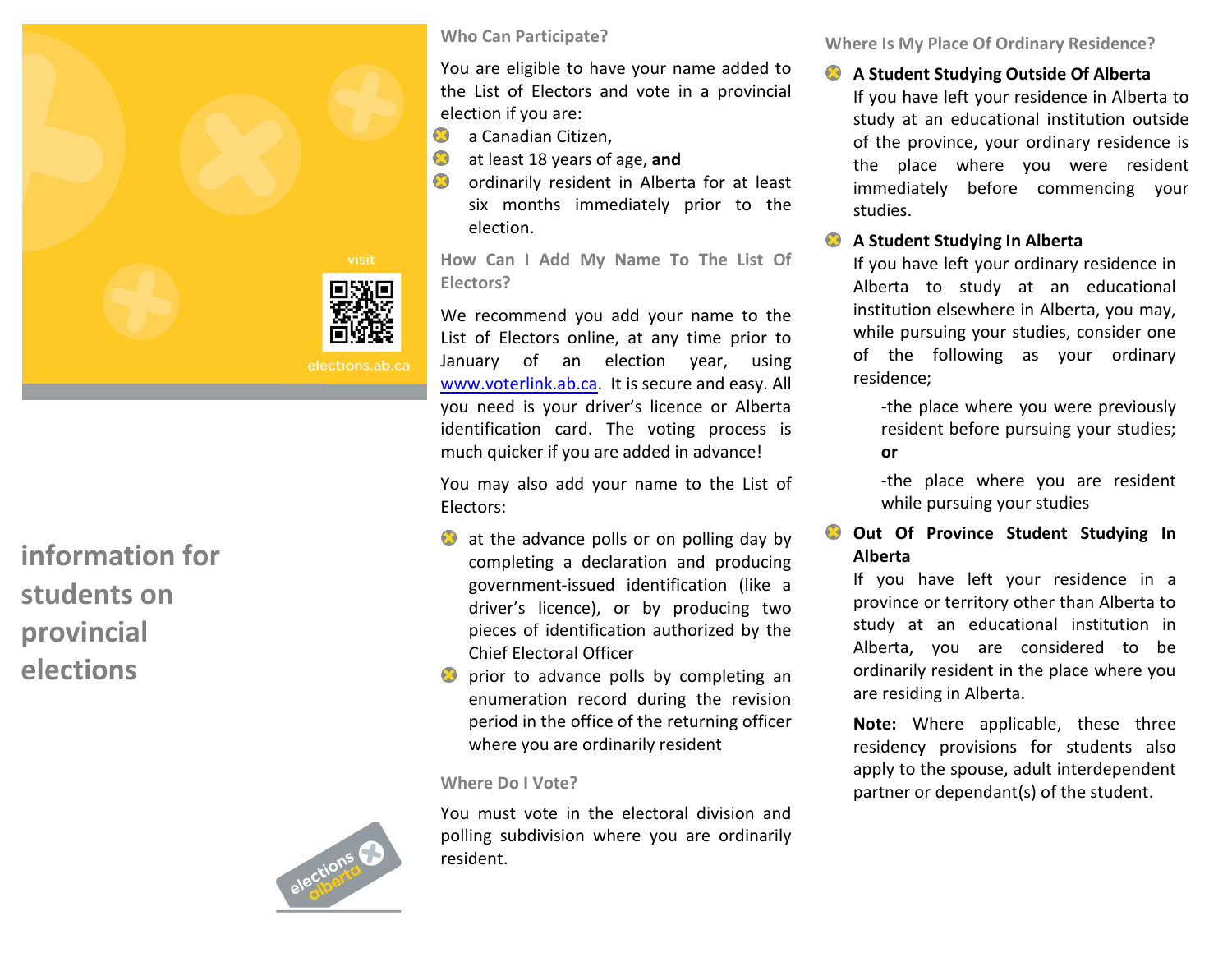visit

elections.ab.ca

# information for students on provincial elections

## Who Can Participate?

You are eligible to have your name added to the List of Electors and vote in a provincial election if you are:

- a Canadian Citizen,
- at least 18 years of age, **and**
- ordinarily resident in Alberta for at least six months immediately prior to the election.

## How Can I Add My Name To The List Of Electors?

We recommend you add your name to the List of Electors online, at any time prior to January of an election year, using www.voterlink.ab.ca. It is secure and easy. All you need is your driver's licence or Alberta identification card. The voting process is much quicker if you are added in advance!

You may also add your name to the List of Electors:

- at the advance polls or on polling day by completing a declaration and producing government-issued identification (like a driver's licence), or by producing two pieces of identification authorized by the Chief Electoral Officer
- prior to advance polls by completing an enumeration record during the revision period in the office of the returning officer where you are ordinarily resident

## Where Do I Vote?

You must vote in the electoral division and polling subdivision where you are ordinarily resident.

## Where Is My Place Of Ordinary Residence?

- **A Student Studying Outside Of Alberta**
  If you have left your residence in Alberta to study at an educational institution outside of the province, your ordinary residence is the place where you were resident immediately before commencing your studies.
- **A Student Studying In Alberta**
  If you have left your ordinary residence in Alberta to study at an educational institution elsewhere in Alberta, you may, while pursuing your studies, consider one of the following as your ordinary residence;

  -the place where you were previously resident before pursuing your studies; **or**

  -the place where you are resident while pursuing your studies
- **Out Of Province Student Studying In Alberta**
  If you have left your residence in a province or territory other than Alberta to study at an educational institution in Alberta, you are considered to be ordinarily resident in the place where you are residing in Alberta.

**Note:** Where applicable, these three residency provisions for students also apply to the spouse, adult interdependent partner or dependant(s) of the student.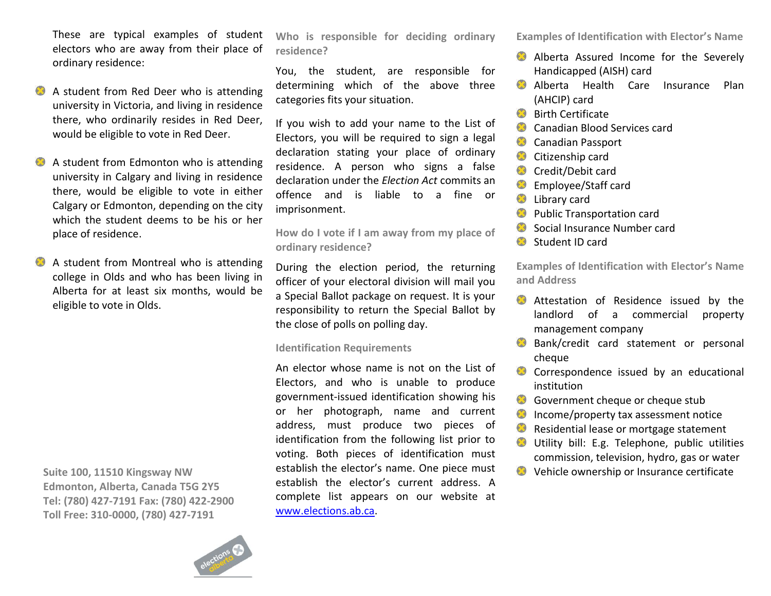These are typical examples of student electors who are away from their place of ordinary residence:

- A student from Red Deer who is attending university in Victoria, and living in residence there, who ordinarily resides in Red Deer, would be eligible to vote in Red Deer.
- A student from Edmonton who is attending university in Calgary and living in residence there, would be eligible to vote in either Calgary or Edmonton, depending on the city which the student deems to be his or her place of residence.
- A student from Montreal who is attending college in Olds and who has been living in Alberta for at least six months, would be eligible to vote in Olds.

**Suite 100, 11510 Kingsway NW**
**Edmonton, Alberta, Canada T5G 2Y5**
**Tel: (780) 427-7191 Fax: (780) 422-2900**
**Toll Free: 310-0000, (780) 427-7191**

### Who is responsible for deciding ordinary residence?

You, the student, are responsible for determining which of the above three categories fits your situation.

If you wish to add your name to the List of Electors, you will be required to sign a legal declaration stating your place of ordinary residence. A person who signs a false declaration under the *Election Act* commits an offence and is liable to a fine or imprisonment.

### How do I vote if I am away from my place of ordinary residence?

During the election period, the returning officer of your electoral division will mail you a Special Ballot package on request. It is your responsibility to return the Special Ballot by the close of polls on polling day.

### Identification Requirements

An elector whose name is not on the List of Electors, and who is unable to produce government-issued identification showing his or her photograph, name and current address, must produce two pieces of identification from the following list prior to voting. Both pieces of identification must establish the elector's name. One piece must establish the elector's current address. A complete list appears on our website at www.elections.ab.ca.

### Examples of Identification with Elector's Name

- Alberta Assured Income for the Severely Handicapped (AISH) card
- Alberta Health Care Insurance Plan (AHCIP) card
- Birth Certificate
- Canadian Blood Services card
- Canadian Passport
- Citizenship card
- Credit/Debit card
- Employee/Staff card
- Library card
- Public Transportation card
- Social Insurance Number card
- Student ID card

### Examples of Identification with Elector's Name and Address

- Attestation of Residence issued by the landlord of a commercial property management company
- Bank/credit card statement or personal cheque
- Correspondence issued by an educational institution
- Government cheque or cheque stub
- Income/property tax assessment notice
- Residential lease or mortgage statement
- Utility bill: E.g. Telephone, public utilities commission, television, hydro, gas or water
- Vehicle ownership or Insurance certificate